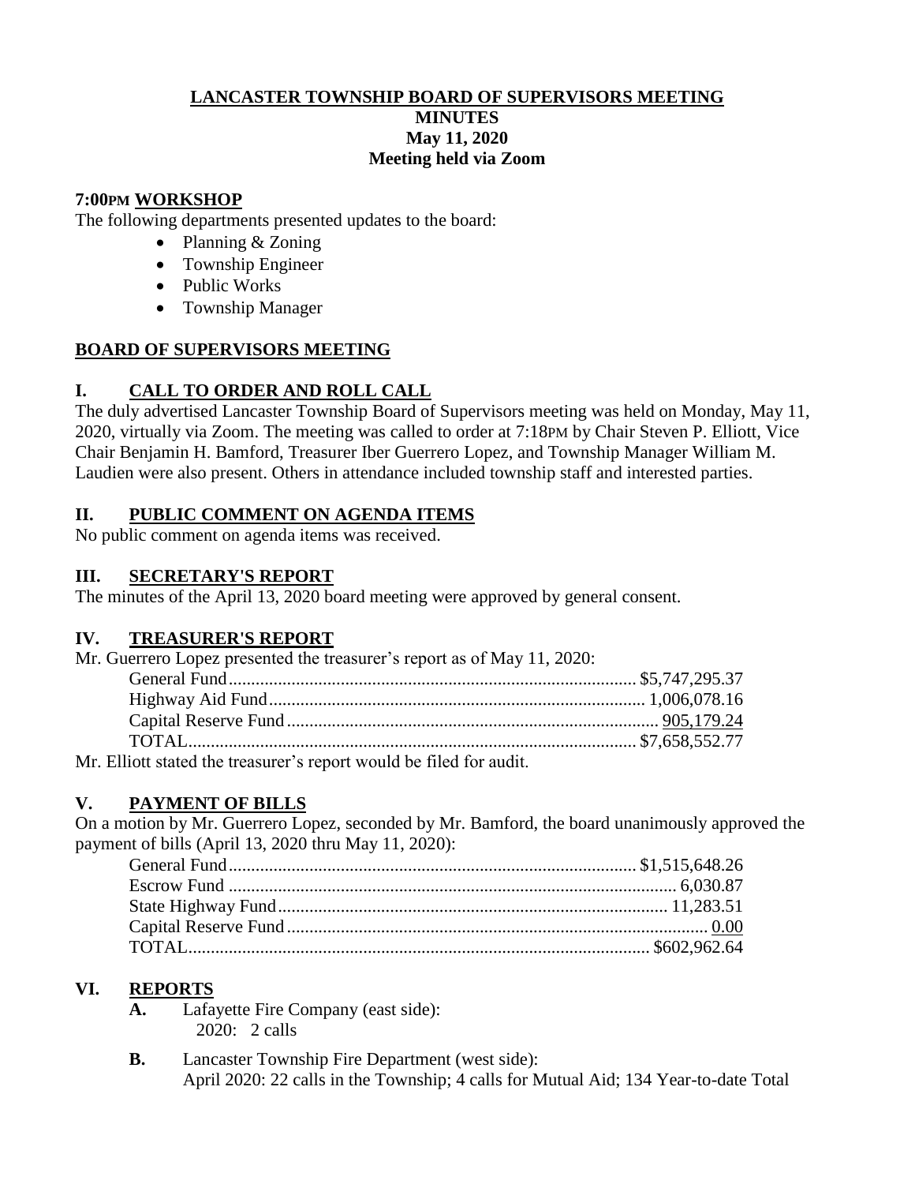# LANCASTER TOWNSHIP BOARD OF SUPERVISORS MEETING
## MINUTES
## May 11, 2020
## Meeting held via Zoom

### 7:00PM WORKSHOP

The following departments presented updates to the board:

- Planning & Zoning
- Township Engineer
- Public Works
- Township Manager

### BOARD OF SUPERVISORS MEETING

### I. CALL TO ORDER AND ROLL CALL

The duly advertised Lancaster Township Board of Supervisors meeting was held on Monday, May 11, 2020, virtually via Zoom. The meeting was called to order at 7:18PM by Chair Steven P. Elliott, Vice Chair Benjamin H. Bamford, Treasurer Iber Guerrero Lopez, and Township Manager William M. Laudien were also present. Others in attendance included township staff and interested parties.

### II. PUBLIC COMMENT ON AGENDA ITEMS

No public comment on agenda items was received.

### III. SECRETARY'S REPORT

The minutes of the April 13, 2020 board meeting were approved by general consent.

### IV. TREASURER'S REPORT

Mr. Guerrero Lopez presented the treasurer's report as of May 11, 2020:

| | |
|---|---|
| General Fund | $5,747,295.37 |
| Highway Aid Fund | 1,006,078.16 |
| Capital Reserve Fund | 905,179.24 |
| TOTAL | $7,658,552.77 |

Mr. Elliott stated the treasurer's report would be filed for audit.

### V. PAYMENT OF BILLS

On a motion by Mr. Guerrero Lopez, seconded by Mr. Bamford, the board unanimously approved the payment of bills (April 13, 2020 thru May 11, 2020):

| | |
|---|---|
| General Fund | $1,515,648.26 |
| Escrow Fund | 6,030.87 |
| State Highway Fund | 11,283.51 |
| Capital Reserve Fund | 0.00 |
| TOTAL | $602,962.64 |

### VI. REPORTS

**A.** Lafayette Fire Company (east side):
2020: 2 calls

**B.** Lancaster Township Fire Department (west side):
April 2020: 22 calls in the Township; 4 calls for Mutual Aid; 134 Year-to-date Total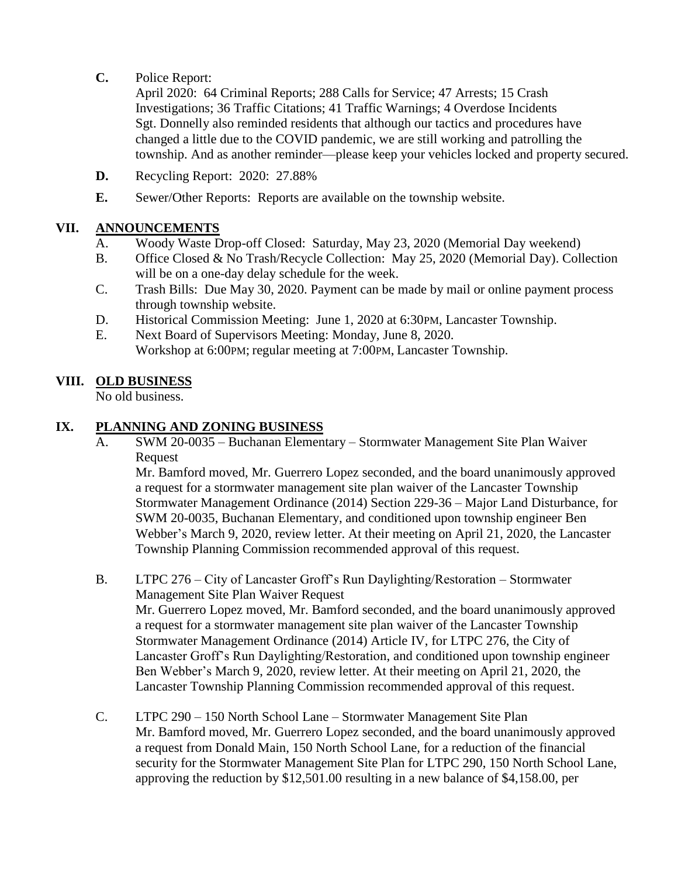**C.** Police Report:
April 2020: 64 Criminal Reports; 288 Calls for Service; 47 Arrests; 15 Crash Investigations; 36 Traffic Citations; 41 Traffic Warnings; 4 Overdose Incidents
Sgt. Donnelly also reminded residents that although our tactics and procedures have changed a little due to the COVID pandemic, we are still working and patrolling the township. And as another reminder—please keep your vehicles locked and property secured.

**D.** Recycling Report: 2020: 27.88%

**E.** Sewer/Other Reports: Reports are available on the township website.

## VII. ANNOUNCEMENTS

A. Woody Waste Drop-off Closed: Saturday, May 23, 2020 (Memorial Day weekend)

B. Office Closed & No Trash/Recycle Collection: May 25, 2020 (Memorial Day). Collection will be on a one-day delay schedule for the week.

C. Trash Bills: Due May 30, 2020. Payment can be made by mail or online payment process through township website.

D. Historical Commission Meeting: June 1, 2020 at 6:30PM, Lancaster Township.

E. Next Board of Supervisors Meeting: Monday, June 8, 2020.
Workshop at 6:00PM; regular meeting at 7:00PM, Lancaster Township.

## VIII. OLD BUSINESS

No old business.

## IX. PLANNING AND ZONING BUSINESS

A. SWM 20-0035 – Buchanan Elementary – Stormwater Management Site Plan Waiver Request
Mr. Bamford moved, Mr. Guerrero Lopez seconded, and the board unanimously approved a request for a stormwater management site plan waiver of the Lancaster Township Stormwater Management Ordinance (2014) Section 229-36 – Major Land Disturbance, for SWM 20-0035, Buchanan Elementary, and conditioned upon township engineer Ben Webber's March 9, 2020, review letter. At their meeting on April 21, 2020, the Lancaster Township Planning Commission recommended approval of this request.

B. LTPC 276 – City of Lancaster Groff's Run Daylighting/Restoration – Stormwater Management Site Plan Waiver Request
Mr. Guerrero Lopez moved, Mr. Bamford seconded, and the board unanimously approved a request for a stormwater management site plan waiver of the Lancaster Township Stormwater Management Ordinance (2014) Article IV, for LTPC 276, the City of Lancaster Groff's Run Daylighting/Restoration, and conditioned upon township engineer Ben Webber's March 9, 2020, review letter. At their meeting on April 21, 2020, the Lancaster Township Planning Commission recommended approval of this request.

C. LTPC 290 – 150 North School Lane – Stormwater Management Site Plan
Mr. Bamford moved, Mr. Guerrero Lopez seconded, and the board unanimously approved a request from Donald Main, 150 North School Lane, for a reduction of the financial security for the Stormwater Management Site Plan for LTPC 290, 150 North School Lane, approving the reduction by $12,501.00 resulting in a new balance of $4,158.00, per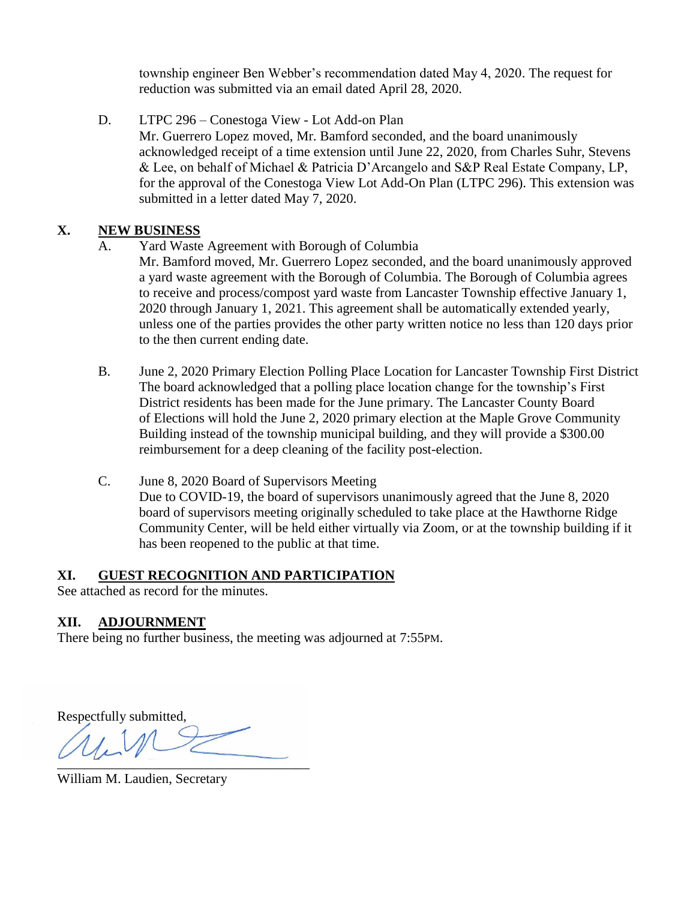township engineer Ben Webber's recommendation dated May 4, 2020. The request for reduction was submitted via an email dated April 28, 2020.

D. LTPC 296 – Conestoga View - Lot Add-on Plan
Mr. Guerrero Lopez moved, Mr. Bamford seconded, and the board unanimously acknowledged receipt of a time extension until June 22, 2020, from Charles Suhr, Stevens & Lee, on behalf of Michael & Patricia D'Arcangelo and S&P Real Estate Company, LP, for the approval of the Conestoga View Lot Add-On Plan (LTPC 296). This extension was submitted in a letter dated May 7, 2020.

## X. NEW BUSINESS

A. Yard Waste Agreement with Borough of Columbia
Mr. Bamford moved, Mr. Guerrero Lopez seconded, and the board unanimously approved a yard waste agreement with the Borough of Columbia. The Borough of Columbia agrees to receive and process/compost yard waste from Lancaster Township effective January 1, 2020 through January 1, 2021. This agreement shall be automatically extended yearly, unless one of the parties provides the other party written notice no less than 120 days prior to the then current ending date.

B. June 2, 2020 Primary Election Polling Place Location for Lancaster Township First District
The board acknowledged that a polling place location change for the township's First District residents has been made for the June primary. The Lancaster County Board of Elections will hold the June 2, 2020 primary election at the Maple Grove Community Building instead of the township municipal building, and they will provide a $300.00 reimbursement for a deep cleaning of the facility post-election.

C. June 8, 2020 Board of Supervisors Meeting
Due to COVID-19, the board of supervisors unanimously agreed that the June 8, 2020 board of supervisors meeting originally scheduled to take place at the Hawthorne Ridge Community Center, will be held either virtually via Zoom, or at the township building if it has been reopened to the public at that time.

## XI. GUEST RECOGNITION AND PARTICIPATION

See attached as record for the minutes.

## XII. ADJOURNMENT

There being no further business, the meeting was adjourned at 7:55PM.

Respectfully submitted,

William M. Laudien, Secretary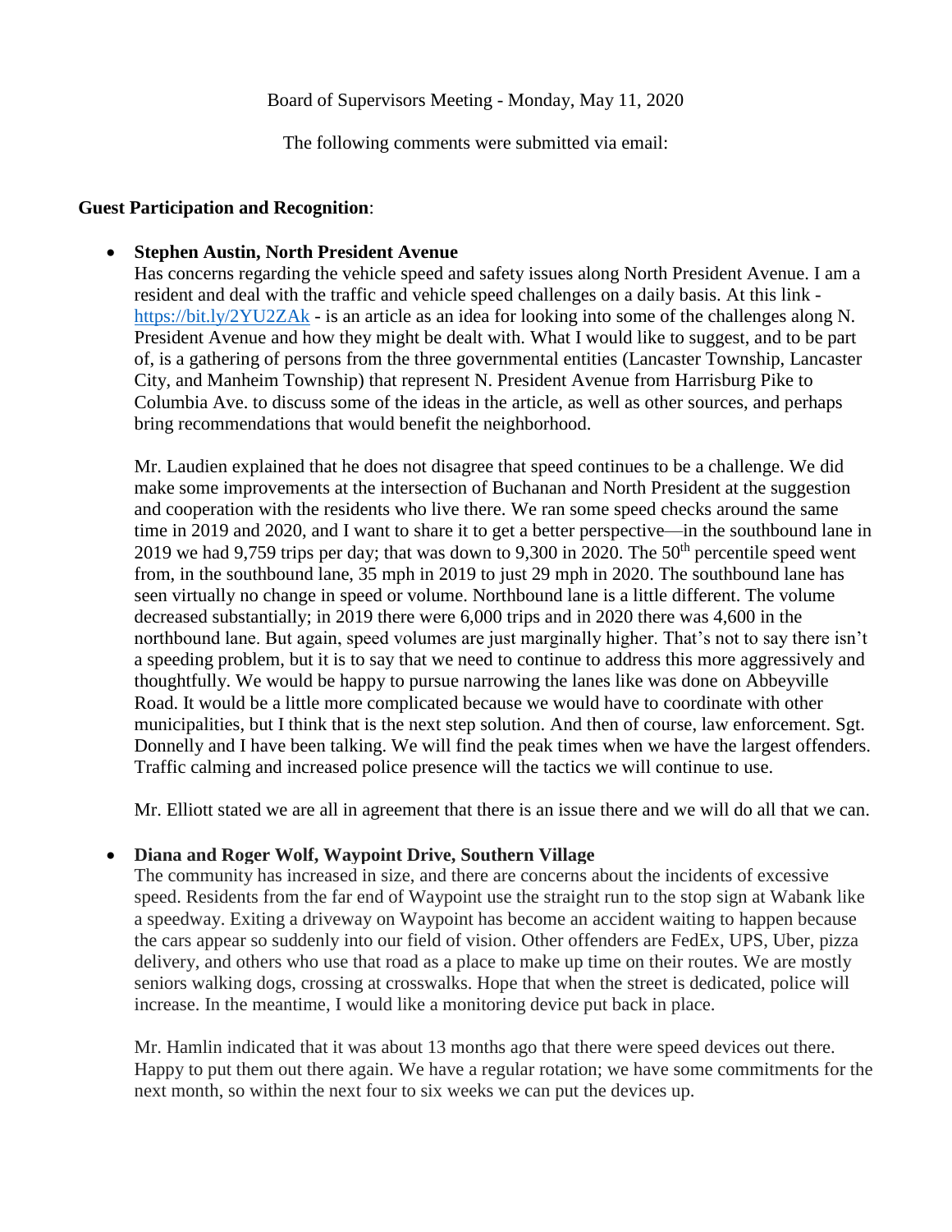Board of Supervisors Meeting - Monday, May 11, 2020

The following comments were submitted via email:

**Guest Participation and Recognition**:

- **Stephen Austin, North President Avenue**
  Has concerns regarding the vehicle speed and safety issues along North President Avenue. I am a resident and deal with the traffic and vehicle speed challenges on a daily basis. At this link - https://bit.ly/2YU2ZAk - is an article as an idea for looking into some of the challenges along N. President Avenue and how they might be dealt with. What I would like to suggest, and to be part of, is a gathering of persons from the three governmental entities (Lancaster Township, Lancaster City, and Manheim Township) that represent N. President Avenue from Harrisburg Pike to Columbia Ave. to discuss some of the ideas in the article, as well as other sources, and perhaps bring recommendations that would benefit the neighborhood.

  Mr. Laudien explained that he does not disagree that speed continues to be a challenge. We did make some improvements at the intersection of Buchanan and North President at the suggestion and cooperation with the residents who live there. We ran some speed checks around the same time in 2019 and 2020, and I want to share it to get a better perspective—in the southbound lane in 2019 we had 9,759 trips per day; that was down to 9,300 in 2020. The 50th percentile speed went from, in the southbound lane, 35 mph in 2019 to just 29 mph in 2020. The southbound lane has seen virtually no change in speed or volume. Northbound lane is a little different. The volume decreased substantially; in 2019 there were 6,000 trips and in 2020 there was 4,600 in the northbound lane. But again, speed volumes are just marginally higher. That's not to say there isn't a speeding problem, but it is to say that we need to continue to address this more aggressively and thoughtfully. We would be happy to pursue narrowing the lanes like was done on Abbeyville Road. It would be a little more complicated because we would have to coordinate with other municipalities, but I think that is the next step solution. And then of course, law enforcement. Sgt. Donnelly and I have been talking. We will find the peak times when we have the largest offenders. Traffic calming and increased police presence will the tactics we will continue to use.

  Mr. Elliott stated we are all in agreement that there is an issue there and we will do all that we can.

- **Diana and Roger Wolf, Waypoint Drive, Southern Village**
  The community has increased in size, and there are concerns about the incidents of excessive speed. Residents from the far end of Waypoint use the straight run to the stop sign at Wabank like a speedway. Exiting a driveway on Waypoint has become an accident waiting to happen because the cars appear so suddenly into our field of vision. Other offenders are FedEx, UPS, Uber, pizza delivery, and others who use that road as a place to make up time on their routes. We are mostly seniors walking dogs, crossing at crosswalks. Hope that when the street is dedicated, police will increase. In the meantime, I would like a monitoring device put back in place.

  Mr. Hamlin indicated that it was about 13 months ago that there were speed devices out there. Happy to put them out there again. We have a regular rotation; we have some commitments for the next month, so within the next four to six weeks we can put the devices up.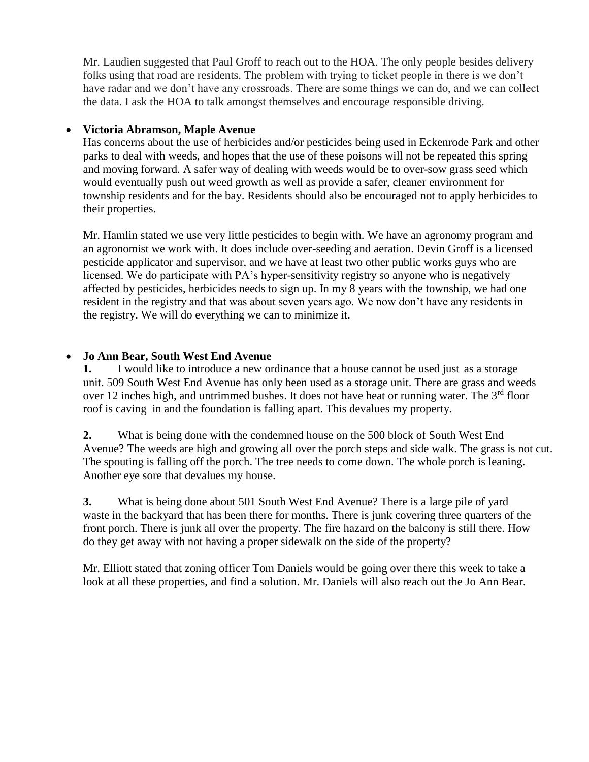Mr. Laudien suggested that Paul Groff to reach out to the HOA. The only people besides delivery folks using that road are residents. The problem with trying to ticket people in there is we don't have radar and we don't have any crossroads. There are some things we can do, and we can collect the data. I ask the HOA to talk amongst themselves and encourage responsible driving.

- **Victoria Abramson, Maple Avenue**

  Has concerns about the use of herbicides and/or pesticides being used in Eckenrode Park and other parks to deal with weeds, and hopes that the use of these poisons will not be repeated this spring and moving forward. A safer way of dealing with weeds would be to over-sow grass seed which would eventually push out weed growth as well as provide a safer, cleaner environment for township residents and for the bay. Residents should also be encouraged not to apply herbicides to their properties.

  Mr. Hamlin stated we use very little pesticides to begin with. We have an agronomy program and an agronomist we work with. It does include over-seeding and aeration. Devin Groff is a licensed pesticide applicator and supervisor, and we have at least two other public works guys who are licensed. We do participate with PA's hyper-sensitivity registry so anyone who is negatively affected by pesticides, herbicides needs to sign up. In my 8 years with the township, we had one resident in the registry and that was about seven years ago. We now don't have any residents in the registry. We will do everything we can to minimize it.

- **Jo Ann Bear, South West End Avenue**

  **1.** I would like to introduce a new ordinance that a house cannot be used just as a storage unit. 509 South West End Avenue has only been used as a storage unit. There are grass and weeds over 12 inches high, and untrimmed bushes. It does not have heat or running water. The 3rd floor roof is caving in and the foundation is falling apart. This devalues my property.

  **2.** What is being done with the condemned house on the 500 block of South West End Avenue? The weeds are high and growing all over the porch steps and side walk. The grass is not cut. The spouting is falling off the porch. The tree needs to come down. The whole porch is leaning. Another eye sore that devalues my house.

  **3.** What is being done about 501 South West End Avenue? There is a large pile of yard waste in the backyard that has been there for months. There is junk covering three quarters of the front porch. There is junk all over the property. The fire hazard on the balcony is still there. How do they get away with not having a proper sidewalk on the side of the property?

  Mr. Elliott stated that zoning officer Tom Daniels would be going over there this week to take a look at all these properties, and find a solution. Mr. Daniels will also reach out the Jo Ann Bear.